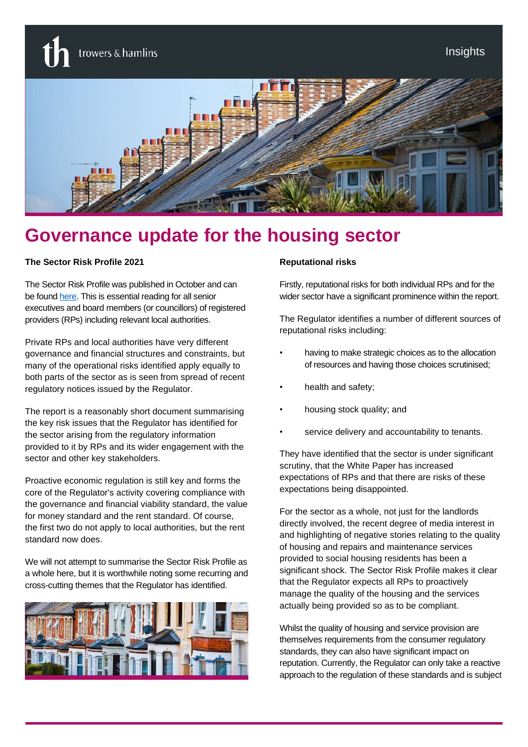# Governance update for the housing sector

**The Sector Risk Profile 2021**

The Sector Risk Profile was published in October and can be found here. This is essential reading for all senior executives and board members (or councillors) of registered providers (RPs) including relevant local authorities.

Private RPs and local authorities have very different governance and financial structures and constraints, but many of the operational risks identified apply equally to both parts of the sector as is seen from spread of recent regulatory notices issued by the Regulator.

The report is a reasonably short document summarising the key risk issues that the Regulator has identified for the sector arising from the regulatory information provided to it by RPs and its wider engagement with the sector and other key stakeholders.

Proactive economic regulation is still key and forms the core of the Regulator's activity covering compliance with the governance and financial viability standard, the value for money standard and the rent standard. Of course, the first two do not apply to local authorities, but the rent standard now does.

We will not attempt to summarise the Sector Risk Profile as a whole here, but it is worthwhile noting some recurring and cross-cutting themes that the Regulator has identified.

**Reputational risks**

Firstly, reputational risks for both individual RPs and for the wider sector have a significant prominence within the report.

The Regulator identifies a number of different sources of reputational risks including:

- having to make strategic choices as to the allocation of resources and having those choices scrutinised;
- health and safety;
- housing stock quality; and
- service delivery and accountability to tenants.

They have identified that the sector is under significant scrutiny, that the White Paper has increased expectations of RPs and that there are risks of these expectations being disappointed.

For the sector as a whole, not just for the landlords directly involved, the recent degree of media interest in and highlighting of negative stories relating to the quality of housing and repairs and maintenance services provided to social housing residents has been a significant shock. The Sector Risk Profile makes it clear that the Regulator expects all RPs to proactively manage the quality of the housing and the services actually being provided so as to be compliant.

Whilst the quality of housing and service provision are themselves requirements from the consumer regulatory standards, they can also have significant impact on reputation. Currently, the Regulator can only take a reactive approach to the regulation of these standards and is subject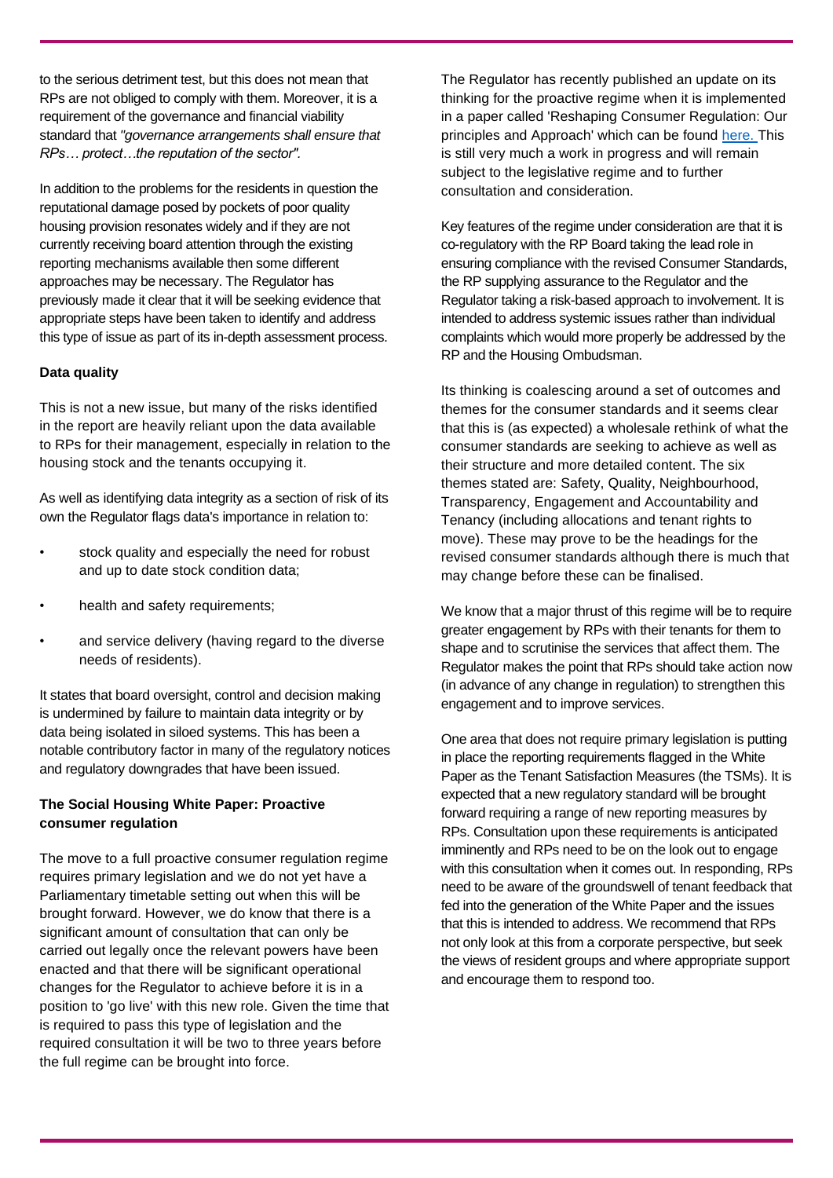to the serious detriment test, but this does not mean that RPs are not obliged to comply with them. Moreover, it is a requirement of the governance and financial viability standard that *"governance arrangements shall ensure that RPs… protect…the reputation of the sector".*

In addition to the problems for the residents in question the reputational damage posed by pockets of poor quality housing provision resonates widely and if they are not currently receiving board attention through the existing reporting mechanisms available then some different approaches may be necessary. The Regulator has previously made it clear that it will be seeking evidence that appropriate steps have been taken to identify and address this type of issue as part of its in-depth assessment process.

**Data quality**

This is not a new issue, but many of the risks identified in the report are heavily reliant upon the data available to RPs for their management, especially in relation to the housing stock and the tenants occupying it.

As well as identifying data integrity as a section of risk of its own the Regulator flags data's importance in relation to:

- stock quality and especially the need for robust and up to date stock condition data;
- health and safety requirements;
- and service delivery (having regard to the diverse needs of residents).

It states that board oversight, control and decision making is undermined by failure to maintain data integrity or by data being isolated in siloed systems. This has been a notable contributory factor in many of the regulatory notices and regulatory downgrades that have been issued.

**The Social Housing White Paper: Proactive consumer regulation**

The move to a full proactive consumer regulation regime requires primary legislation and we do not yet have a Parliamentary timetable setting out when this will be brought forward. However, we do know that there is a significant amount of consultation that can only be carried out legally once the relevant powers have been enacted and that there will be significant operational changes for the Regulator to achieve before it is in a position to 'go live' with this new role. Given the time that is required to pass this type of legislation and the required consultation it will be two to three years before the full regime can be brought into force.

The Regulator has recently published an update on its thinking for the proactive regime when it is implemented in a paper called 'Reshaping Consumer Regulation: Our principles and Approach' which can be found here. This is still very much a work in progress and will remain subject to the legislative regime and to further consultation and consideration.

Key features of the regime under consideration are that it is co-regulatory with the RP Board taking the lead role in ensuring compliance with the revised Consumer Standards, the RP supplying assurance to the Regulator and the Regulator taking a risk-based approach to involvement. It is intended to address systemic issues rather than individual complaints which would more properly be addressed by the RP and the Housing Ombudsman.

Its thinking is coalescing around a set of outcomes and themes for the consumer standards and it seems clear that this is (as expected) a wholesale rethink of what the consumer standards are seeking to achieve as well as their structure and more detailed content. The six themes stated are: Safety, Quality, Neighbourhood, Transparency, Engagement and Accountability and Tenancy (including allocations and tenant rights to move). These may prove to be the headings for the revised consumer standards although there is much that may change before these can be finalised.

We know that a major thrust of this regime will be to require greater engagement by RPs with their tenants for them to shape and to scrutinise the services that affect them. The Regulator makes the point that RPs should take action now (in advance of any change in regulation) to strengthen this engagement and to improve services.

One area that does not require primary legislation is putting in place the reporting requirements flagged in the White Paper as the Tenant Satisfaction Measures (the TSMs). It is expected that a new regulatory standard will be brought forward requiring a range of new reporting measures by RPs. Consultation upon these requirements is anticipated imminently and RPs need to be on the look out to engage with this consultation when it comes out. In responding, RPs need to be aware of the groundswell of tenant feedback that fed into the generation of the White Paper and the issues that this is intended to address. We recommend that RPs not only look at this from a corporate perspective, but seek the views of resident groups and where appropriate support and encourage them to respond too.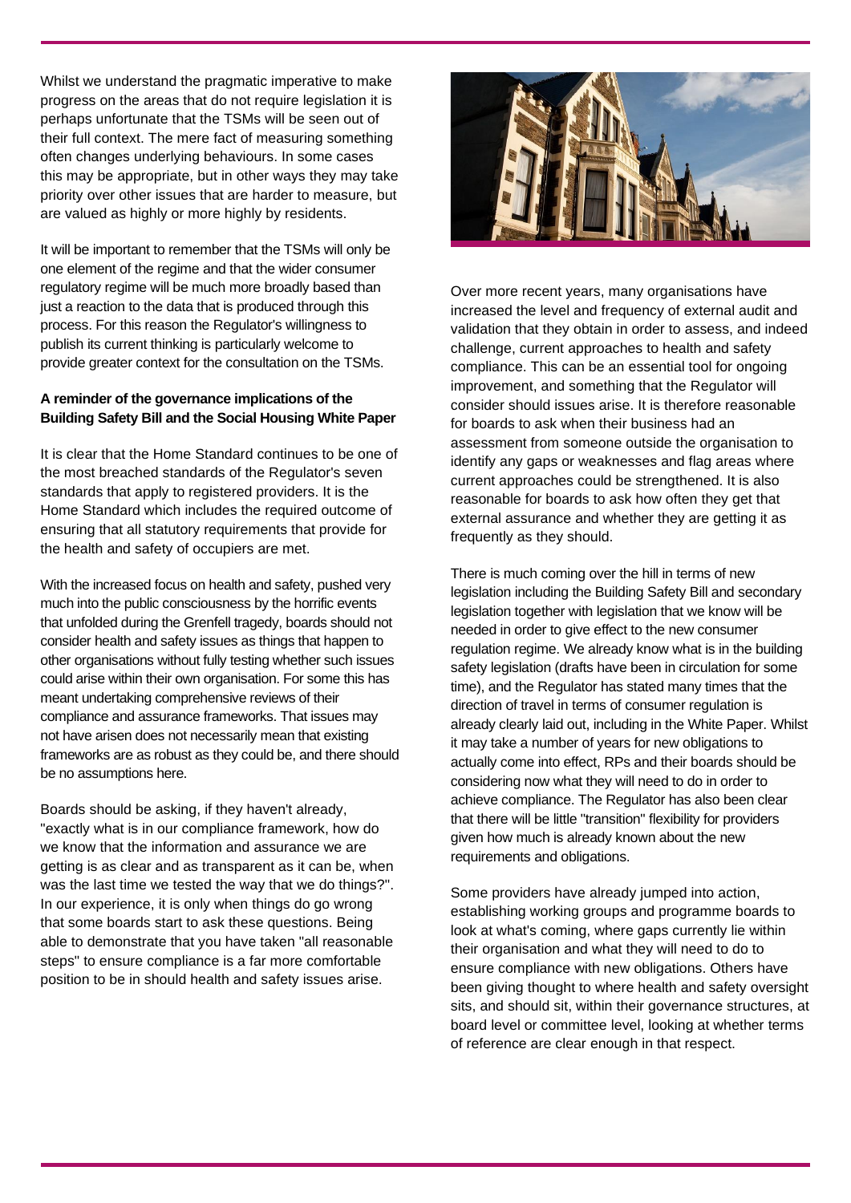Whilst we understand the pragmatic imperative to make progress on the areas that do not require legislation it is perhaps unfortunate that the TSMs will be seen out of their full context. The mere fact of measuring something often changes underlying behaviours. In some cases this may be appropriate, but in other ways they may take priority over other issues that are harder to measure, but are valued as highly or more highly by residents.

It will be important to remember that the TSMs will only be one element of the regime and that the wider consumer regulatory regime will be much more broadly based than just a reaction to the data that is produced through this process. For this reason the Regulator's willingness to publish its current thinking is particularly welcome to provide greater context for the consultation on the TSMs.

**A reminder of the governance implications of the Building Safety Bill and the Social Housing White Paper**

It is clear that the Home Standard continues to be one of the most breached standards of the Regulator's seven standards that apply to registered providers. It is the Home Standard which includes the required outcome of ensuring that all statutory requirements that provide for the health and safety of occupiers are met.

With the increased focus on health and safety, pushed very much into the public consciousness by the horrific events that unfolded during the Grenfell tragedy, boards should not consider health and safety issues as things that happen to other organisations without fully testing whether such issues could arise within their own organisation. For some this has meant undertaking comprehensive reviews of their compliance and assurance frameworks. That issues may not have arisen does not necessarily mean that existing frameworks are as robust as they could be, and there should be no assumptions here.

Boards should be asking, if they haven't already, "exactly what is in our compliance framework, how do we know that the information and assurance we are getting is as clear and as transparent as it can be, when was the last time we tested the way that we do things?". In our experience, it is only when things do go wrong that some boards start to ask these questions. Being able to demonstrate that you have taken "all reasonable steps" to ensure compliance is a far more comfortable position to be in should health and safety issues arise.

Over more recent years, many organisations have increased the level and frequency of external audit and validation that they obtain in order to assess, and indeed challenge, current approaches to health and safety compliance. This can be an essential tool for ongoing improvement, and something that the Regulator will consider should issues arise. It is therefore reasonable for boards to ask when their business had an assessment from someone outside the organisation to identify any gaps or weaknesses and flag areas where current approaches could be strengthened. It is also reasonable for boards to ask how often they get that external assurance and whether they are getting it as frequently as they should.

There is much coming over the hill in terms of new legislation including the Building Safety Bill and secondary legislation together with legislation that we know will be needed in order to give effect to the new consumer regulation regime. We already know what is in the building safety legislation (drafts have been in circulation for some time), and the Regulator has stated many times that the direction of travel in terms of consumer regulation is already clearly laid out, including in the White Paper. Whilst it may take a number of years for new obligations to actually come into effect, RPs and their boards should be considering now what they will need to do in order to achieve compliance. The Regulator has also been clear that there will be little "transition" flexibility for providers given how much is already known about the new requirements and obligations.

Some providers have already jumped into action, establishing working groups and programme boards to look at what's coming, where gaps currently lie within their organisation and what they will need to do to ensure compliance with new obligations. Others have been giving thought to where health and safety oversight sits, and should sit, within their governance structures, at board level or committee level, looking at whether terms of reference are clear enough in that respect.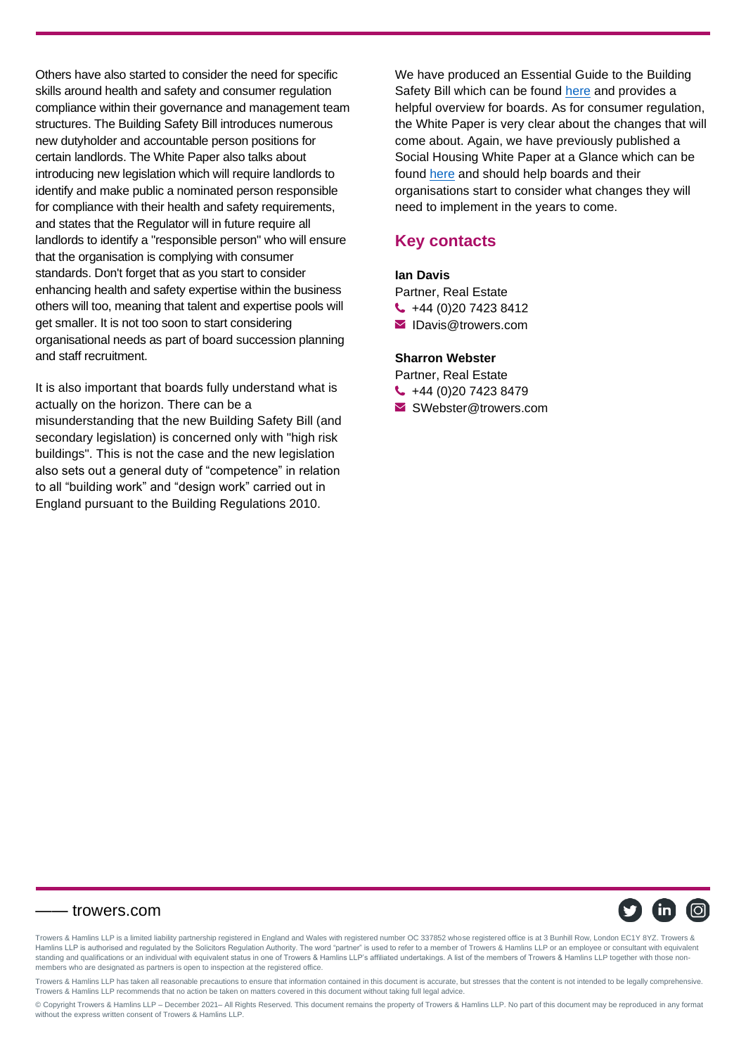Others have also started to consider the need for specific skills around health and safety and consumer regulation compliance within their governance and management team structures. The Building Safety Bill introduces numerous new dutyholder and accountable person positions for certain landlords. The White Paper also talks about introducing new legislation which will require landlords to identify and make public a nominated person responsible for compliance with their health and safety requirements, and states that the Regulator will in future require all landlords to identify a "responsible person" who will ensure that the organisation is complying with consumer standards. Don't forget that as you start to consider enhancing health and safety expertise within the business others will too, meaning that talent and expertise pools will get smaller. It is not too soon to start considering organisational needs as part of board succession planning and staff recruitment.

It is also important that boards fully understand what is actually on the horizon. There can be a misunderstanding that the new Building Safety Bill (and secondary legislation) is concerned only with "high risk buildings". This is not the case and the new legislation also sets out a general duty of "competence" in relation to all "building work" and "design work" carried out in England pursuant to the Building Regulations 2010.

We have produced an Essential Guide to the Building Safety Bill which can be found here and provides a helpful overview for boards. As for consumer regulation, the White Paper is very clear about the changes that will come about. Again, we have previously published a Social Housing White Paper at a Glance which can be found here and should help boards and their organisations start to consider what changes they will need to implement in the years to come.

## Key contacts

**Ian Davis**
Partner, Real Estate
+44 (0)20 7423 8412
IDavis@trowers.com

**Sharron Webster**
Partner, Real Estate
+44 (0)20 7423 8479
SWebster@trowers.com

—— trowers.com

Trowers & Hamlins LLP is a limited liability partnership registered in England and Wales with registered number OC 337852 whose registered office is at 3 Bunhill Row, London EC1Y 8YZ. Trowers & Hamlins LLP is authorised and regulated by the Solicitors Regulation Authority. The word "partner" is used to refer to a member of Trowers & Hamlins LLP or an employee or consultant with equivalent standing and qualifications or an individual with equivalent status in one of Trowers & Hamlins LLP's affiliated undertakings. A list of the members of Trowers & Hamlins LLP together with those non-members who are designated as partners is open to inspection at the registered office.

Trowers & Hamlins LLP has taken all reasonable precautions to ensure that information contained in this document is accurate, but stresses that the content is not intended to be legally comprehensive. Trowers & Hamlins LLP recommends that no action be taken on matters covered in this document without taking full legal advice.

© Copyright Trowers & Hamlins LLP – December 2021– All Rights Reserved. This document remains the property of Trowers & Hamlins LLP. No part of this document may be reproduced in any format without the express written consent of Trowers & Hamlins LLP.